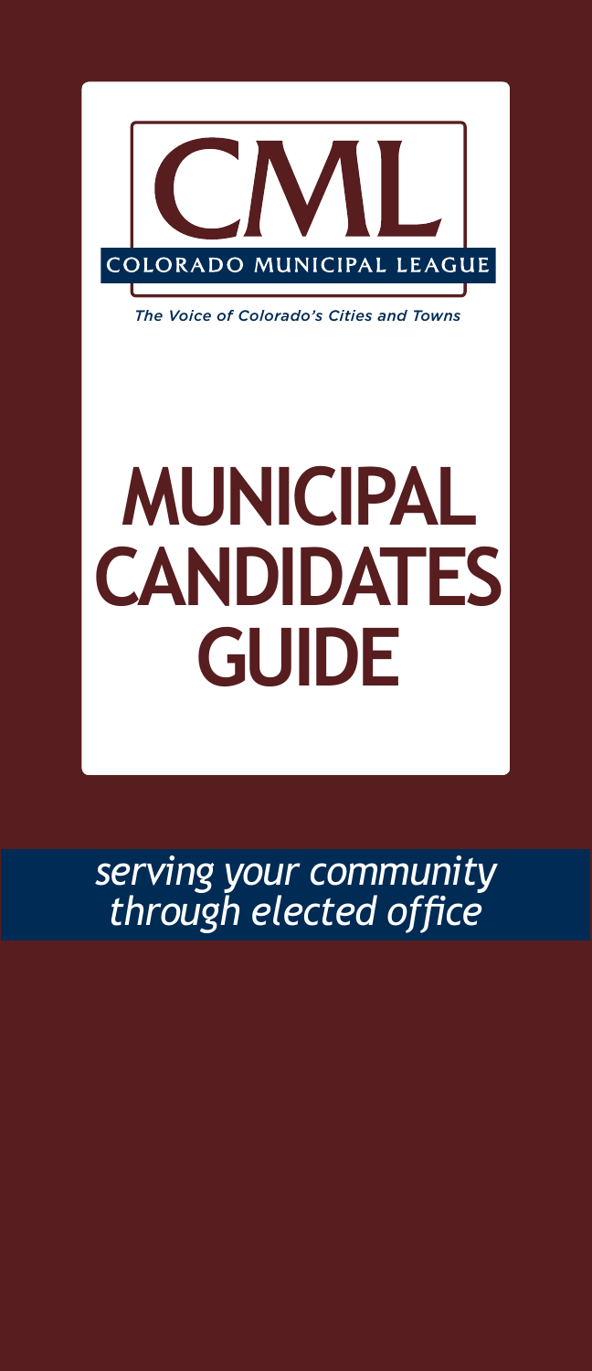CML

COLORADO MUNICIPAL LEAGUE

*The Voice of Colorado's Cities and Towns*

# MUNICIPAL CANDIDATES GUIDE

*serving your community through elected office*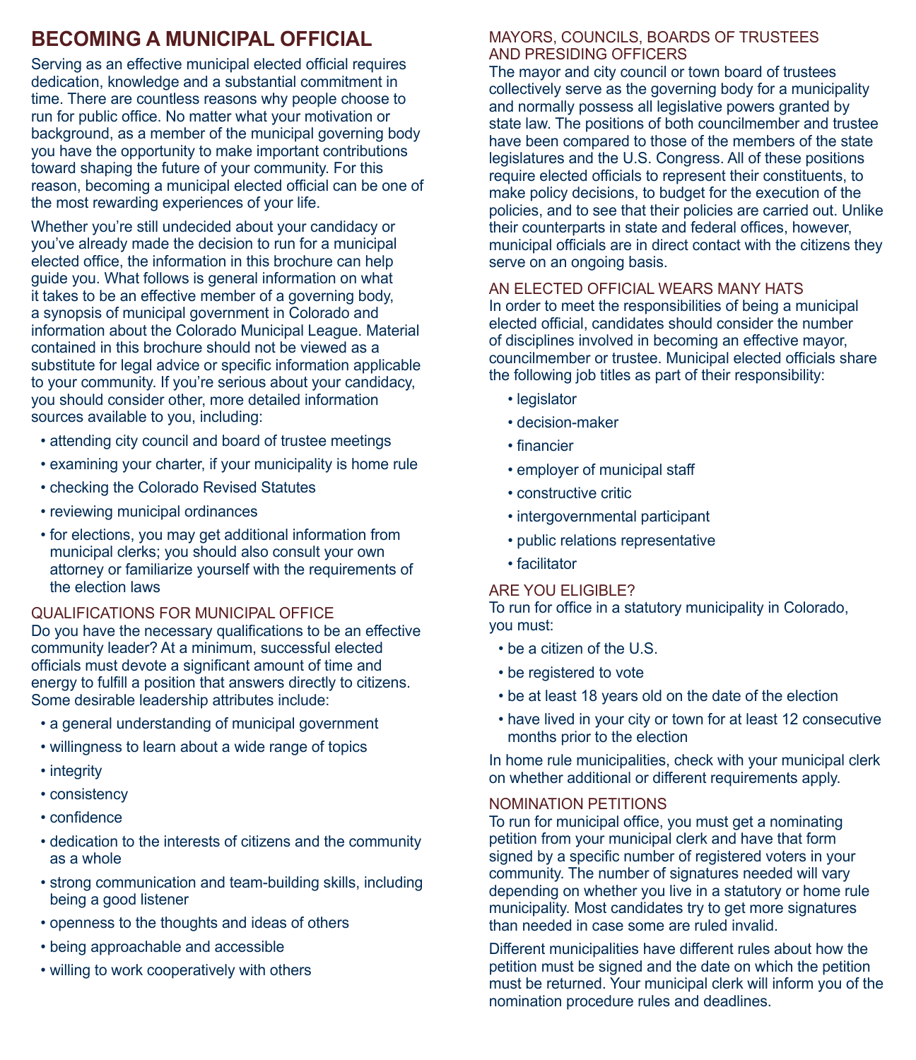# BECOMING A MUNICIPAL OFFICIAL

Serving as an effective municipal elected official requires dedication, knowledge and a substantial commitment in time. There are countless reasons why people choose to run for public office. No matter what your motivation or background, as a member of the municipal governing body you have the opportunity to make important contributions toward shaping the future of your community. For this reason, becoming a municipal elected official can be one of the most rewarding experiences of your life.

Whether you're still undecided about your candidacy or you've already made the decision to run for a municipal elected office, the information in this brochure can help guide you. What follows is general information on what it takes to be an effective member of a governing body, a synopsis of municipal government in Colorado and information about the Colorado Municipal League. Material contained in this brochure should not be viewed as a substitute for legal advice or specific information applicable to your community. If you're serious about your candidacy, you should consider other, more detailed information sources available to you, including:

- attending city council and board of trustee meetings
- examining your charter, if your municipality is home rule
- checking the Colorado Revised Statutes
- reviewing municipal ordinances
- for elections, you may get additional information from municipal clerks; you should also consult your own attorney or familiarize yourself with the requirements of the election laws

## QUALIFICATIONS FOR MUNICIPAL OFFICE

Do you have the necessary qualifications to be an effective community leader? At a minimum, successful elected officials must devote a significant amount of time and energy to fulfill a position that answers directly to citizens. Some desirable leadership attributes include:

- a general understanding of municipal government
- willingness to learn about a wide range of topics
- integrity
- consistency
- confidence
- dedication to the interests of citizens and the community as a whole
- strong communication and team-building skills, including being a good listener
- openness to the thoughts and ideas of others
- being approachable and accessible
- willing to work cooperatively with others

## MAYORS, COUNCILS, BOARDS OF TRUSTEES AND PRESIDING OFFICERS

The mayor and city council or town board of trustees collectively serve as the governing body for a municipality and normally possess all legislative powers granted by state law. The positions of both councilmember and trustee have been compared to those of the members of the state legislatures and the U.S. Congress. All of these positions require elected officials to represent their constituents, to make policy decisions, to budget for the execution of the policies, and to see that their policies are carried out. Unlike their counterparts in state and federal offices, however, municipal officials are in direct contact with the citizens they serve on an ongoing basis.

## AN ELECTED OFFICIAL WEARS MANY HATS

In order to meet the responsibilities of being a municipal elected official, candidates should consider the number of disciplines involved in becoming an effective mayor, councilmember or trustee. Municipal elected officials share the following job titles as part of their responsibility:

- legislator
- decision-maker
- financier
- employer of municipal staff
- constructive critic
- intergovernmental participant
- public relations representative
- facilitator

## ARE YOU ELIGIBLE?

To run for office in a statutory municipality in Colorado, you must:

- be a citizen of the U.S.
- be registered to vote
- be at least 18 years old on the date of the election
- have lived in your city or town for at least 12 consecutive months prior to the election

In home rule municipalities, check with your municipal clerk on whether additional or different requirements apply.

## NOMINATION PETITIONS

To run for municipal office, you must get a nominating petition from your municipal clerk and have that form signed by a specific number of registered voters in your community. The number of signatures needed will vary depending on whether you live in a statutory or home rule municipality. Most candidates try to get more signatures than needed in case some are ruled invalid.

Different municipalities have different rules about how the petition must be signed and the date on which the petition must be returned. Your municipal clerk will inform you of the nomination procedure rules and deadlines.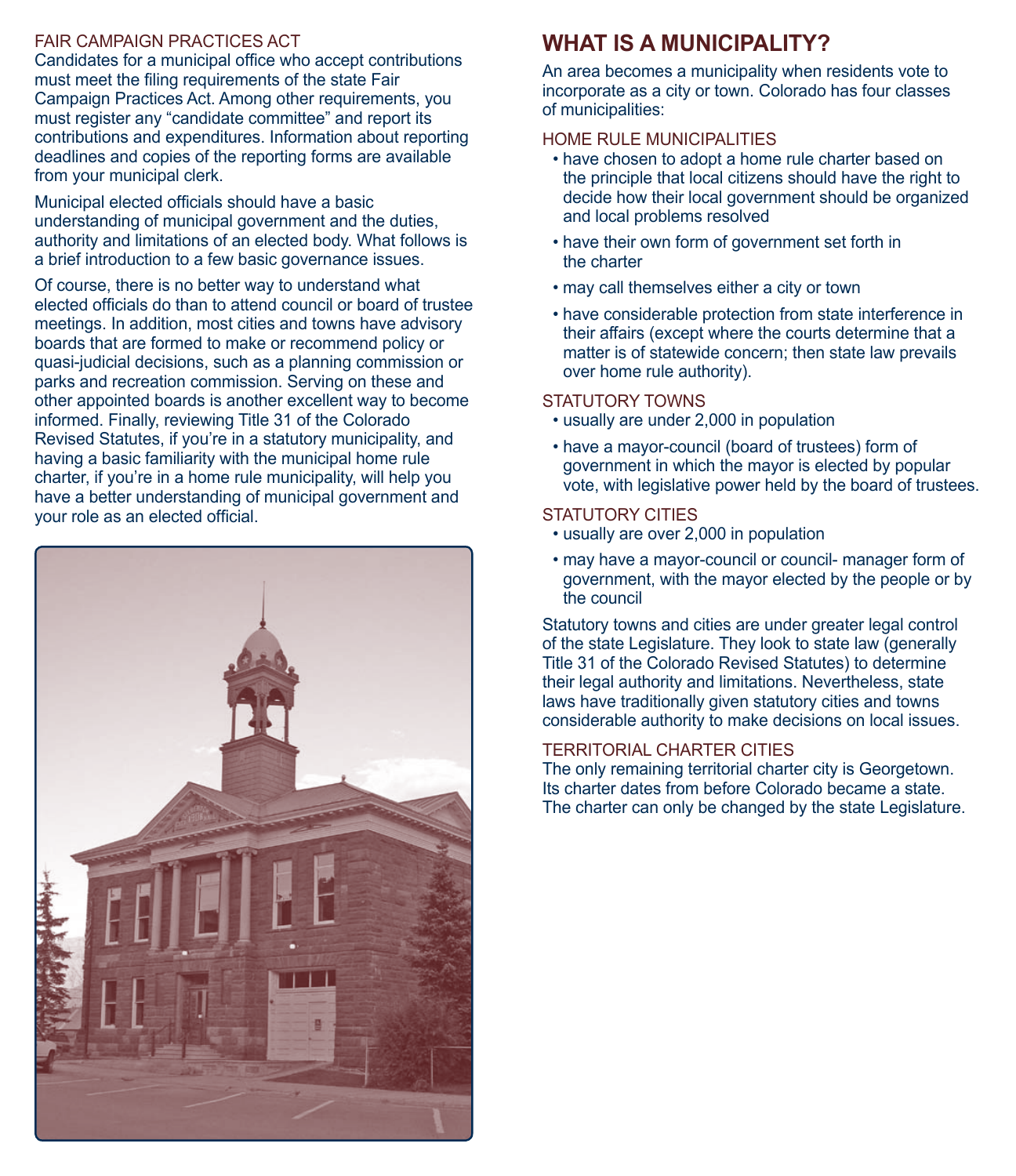### FAIR CAMPAIGN PRACTICES ACT

Candidates for a municipal office who accept contributions must meet the filing requirements of the state Fair Campaign Practices Act. Among other requirements, you must register any "candidate committee" and report its contributions and expenditures. Information about reporting deadlines and copies of the reporting forms are available from your municipal clerk.

Municipal elected officials should have a basic understanding of municipal government and the duties, authority and limitations of an elected body. What follows is a brief introduction to a few basic governance issues.

Of course, there is no better way to understand what elected officials do than to attend council or board of trustee meetings. In addition, most cities and towns have advisory boards that are formed to make or recommend policy or quasi-judicial decisions, such as a planning commission or parks and recreation commission. Serving on these and other appointed boards is another excellent way to become informed. Finally, reviewing Title 31 of the Colorado Revised Statutes, if you're in a statutory municipality, and having a basic familiarity with the municipal home rule charter, if you're in a home rule municipality, will help you have a better understanding of municipal government and your role as an elected official.

## WHAT IS A MUNICIPALITY?

An area becomes a municipality when residents vote to incorporate as a city or town. Colorado has four classes of municipalities:

### HOME RULE MUNICIPALITIES

- have chosen to adopt a home rule charter based on the principle that local citizens should have the right to decide how their local government should be organized and local problems resolved
- have their own form of government set forth in the charter
- may call themselves either a city or town
- have considerable protection from state interference in their affairs (except where the courts determine that a matter is of statewide concern; then state law prevails over home rule authority).

### STATUTORY TOWNS

- usually are under 2,000 in population
- have a mayor-council (board of trustees) form of government in which the mayor is elected by popular vote, with legislative power held by the board of trustees.

### STATUTORY CITIES

- usually are over 2,000 in population
- may have a mayor-council or council- manager form of government, with the mayor elected by the people or by the council

Statutory towns and cities are under greater legal control of the state Legislature. They look to state law (generally Title 31 of the Colorado Revised Statutes) to determine their legal authority and limitations. Nevertheless, state laws have traditionally given statutory cities and towns considerable authority to make decisions on local issues.

### TERRITORIAL CHARTER CITIES

The only remaining territorial charter city is Georgetown. Its charter dates from before Colorado became a state. The charter can only be changed by the state Legislature.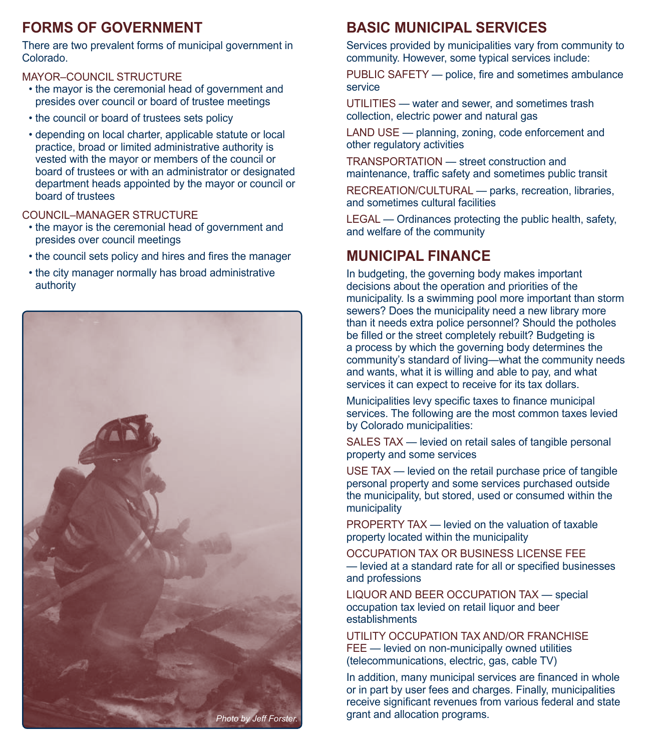## FORMS OF GOVERNMENT

There are two prevalent forms of municipal government in Colorado.

### MAYOR–COUNCIL STRUCTURE

- the mayor is the ceremonial head of government and presides over council or board of trustee meetings
- the council or board of trustees sets policy
- depending on local charter, applicable statute or local practice, broad or limited administrative authority is vested with the mayor or members of the council or board of trustees or with an administrator or designated department heads appointed by the mayor or council or board of trustees

### COUNCIL–MANAGER STRUCTURE

- the mayor is the ceremonial head of government and presides over council meetings
- the council sets policy and hires and fires the manager
- the city manager normally has broad administrative authority

*Photo by Jeff Forster.*

## BASIC MUNICIPAL SERVICES

Services provided by municipalities vary from community to community. However, some typical services include:

PUBLIC SAFETY — police, fire and sometimes ambulance service

UTILITIES — water and sewer, and sometimes trash collection, electric power and natural gas

LAND USE — planning, zoning, code enforcement and other regulatory activities

TRANSPORTATION — street construction and maintenance, traffic safety and sometimes public transit

RECREATION/CULTURAL — parks, recreation, libraries, and sometimes cultural facilities

LEGAL — Ordinances protecting the public health, safety, and welfare of the community

## MUNICIPAL FINANCE

In budgeting, the governing body makes important decisions about the operation and priorities of the municipality. Is a swimming pool more important than storm sewers? Does the municipality need a new library more than it needs extra police personnel? Should the potholes be filled or the street completely rebuilt? Budgeting is a process by which the governing body determines the community's standard of living—what the community needs and wants, what it is willing and able to pay, and what services it can expect to receive for its tax dollars.

Municipalities levy specific taxes to finance municipal services. The following are the most common taxes levied by Colorado municipalities:

SALES TAX — levied on retail sales of tangible personal property and some services

USE TAX — levied on the retail purchase price of tangible personal property and some services purchased outside the municipality, but stored, used or consumed within the municipality

PROPERTY TAX — levied on the valuation of taxable property located within the municipality

OCCUPATION TAX OR BUSINESS LICENSE FEE — levied at a standard rate for all or specified businesses and professions

LIQUOR AND BEER OCCUPATION TAX — special occupation tax levied on retail liquor and beer establishments

UTILITY OCCUPATION TAX AND/OR FRANCHISE FEE — levied on non-municipally owned utilities (telecommunications, electric, gas, cable TV)

In addition, many municipal services are financed in whole or in part by user fees and charges. Finally, municipalities receive significant revenues from various federal and state grant and allocation programs.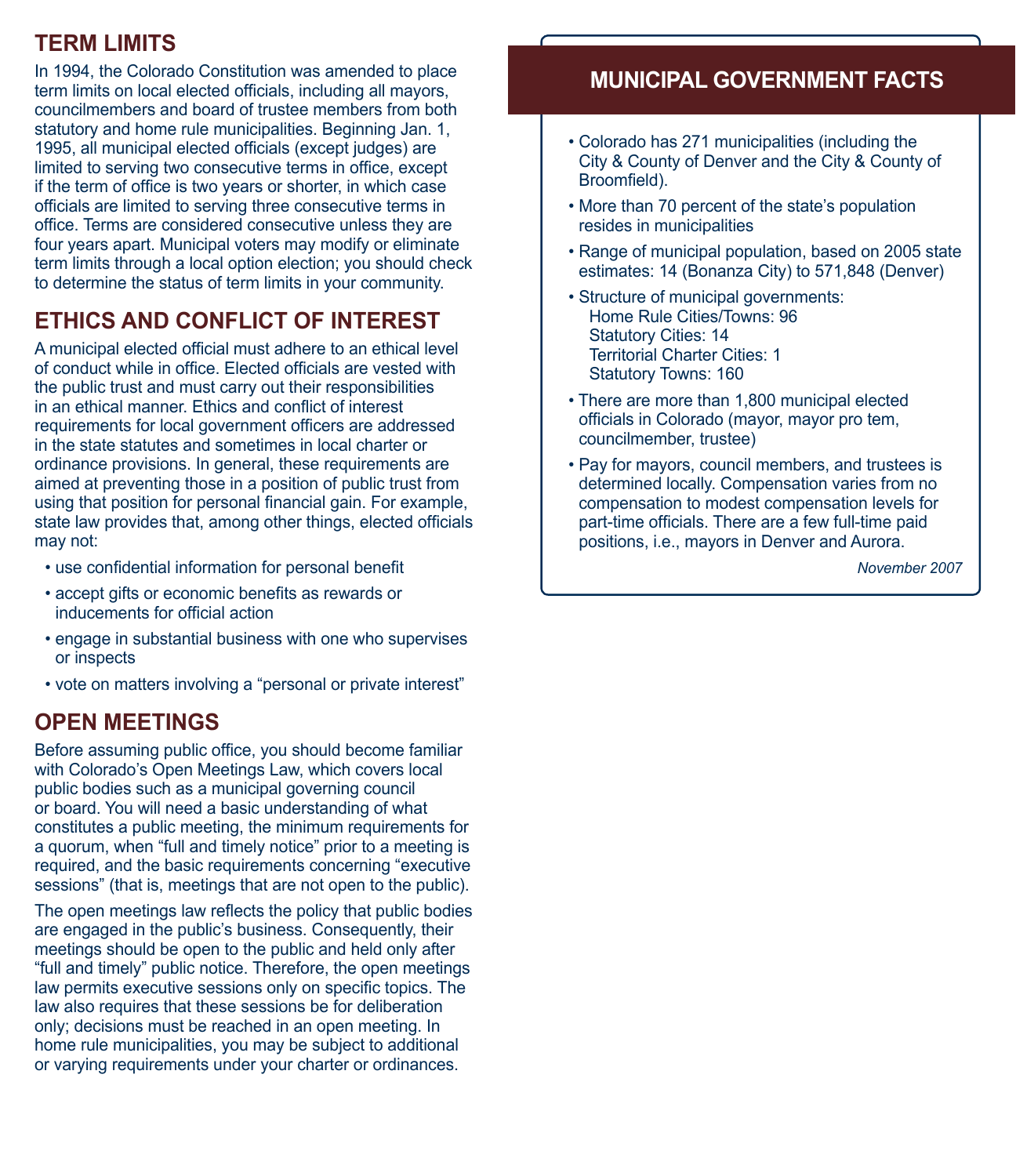## TERM LIMITS

In 1994, the Colorado Constitution was amended to place term limits on local elected officials, including all mayors, councilmembers and board of trustee members from both statutory and home rule municipalities. Beginning Jan. 1, 1995, all municipal elected officials (except judges) are limited to serving two consecutive terms in office, except if the term of office is two years or shorter, in which case officials are limited to serving three consecutive terms in office. Terms are considered consecutive unless they are four years apart. Municipal voters may modify or eliminate term limits through a local option election; you should check to determine the status of term limits in your community.

## ETHICS AND CONFLICT OF INTEREST

A municipal elected official must adhere to an ethical level of conduct while in office. Elected officials are vested with the public trust and must carry out their responsibilities in an ethical manner. Ethics and conflict of interest requirements for local government officers are addressed in the state statutes and sometimes in local charter or ordinance provisions. In general, these requirements are aimed at preventing those in a position of public trust from using that position for personal financial gain. For example, state law provides that, among other things, elected officials may not:

- use confidential information for personal benefit
- accept gifts or economic benefits as rewards or inducements for official action
- engage in substantial business with one who supervises or inspects
- vote on matters involving a "personal or private interest"

## OPEN MEETINGS

Before assuming public office, you should become familiar with Colorado's Open Meetings Law, which covers local public bodies such as a municipal governing council or board. You will need a basic understanding of what constitutes a public meeting, the minimum requirements for a quorum, when "full and timely notice" prior to a meeting is required, and the basic requirements concerning "executive sessions" (that is, meetings that are not open to the public).

The open meetings law reflects the policy that public bodies are engaged in the public's business. Consequently, their meetings should be open to the public and held only after "full and timely" public notice. Therefore, the open meetings law permits executive sessions only on specific topics. The law also requires that these sessions be for deliberation only; decisions must be reached in an open meeting. In home rule municipalities, you may be subject to additional or varying requirements under your charter or ordinances.

## MUNICIPAL GOVERNMENT FACTS

- Colorado has 271 municipalities (including the City & County of Denver and the City & County of Broomfield).
- More than 70 percent of the state's population resides in municipalities
- Range of municipal population, based on 2005 state estimates: 14 (Bonanza City) to 571,848 (Denver)
- Structure of municipal governments:
  - Home Rule Cities/Towns: 96
  - Statutory Cities: 14
  - Territorial Charter Cities: 1
  - Statutory Towns: 160
- There are more than 1,800 municipal elected officials in Colorado (mayor, mayor pro tem, councilmember, trustee)
- Pay for mayors, council members, and trustees is determined locally. Compensation varies from no compensation to modest compensation levels for part-time officials. There are a few full-time paid positions, i.e., mayors in Denver and Aurora.

*November 2007*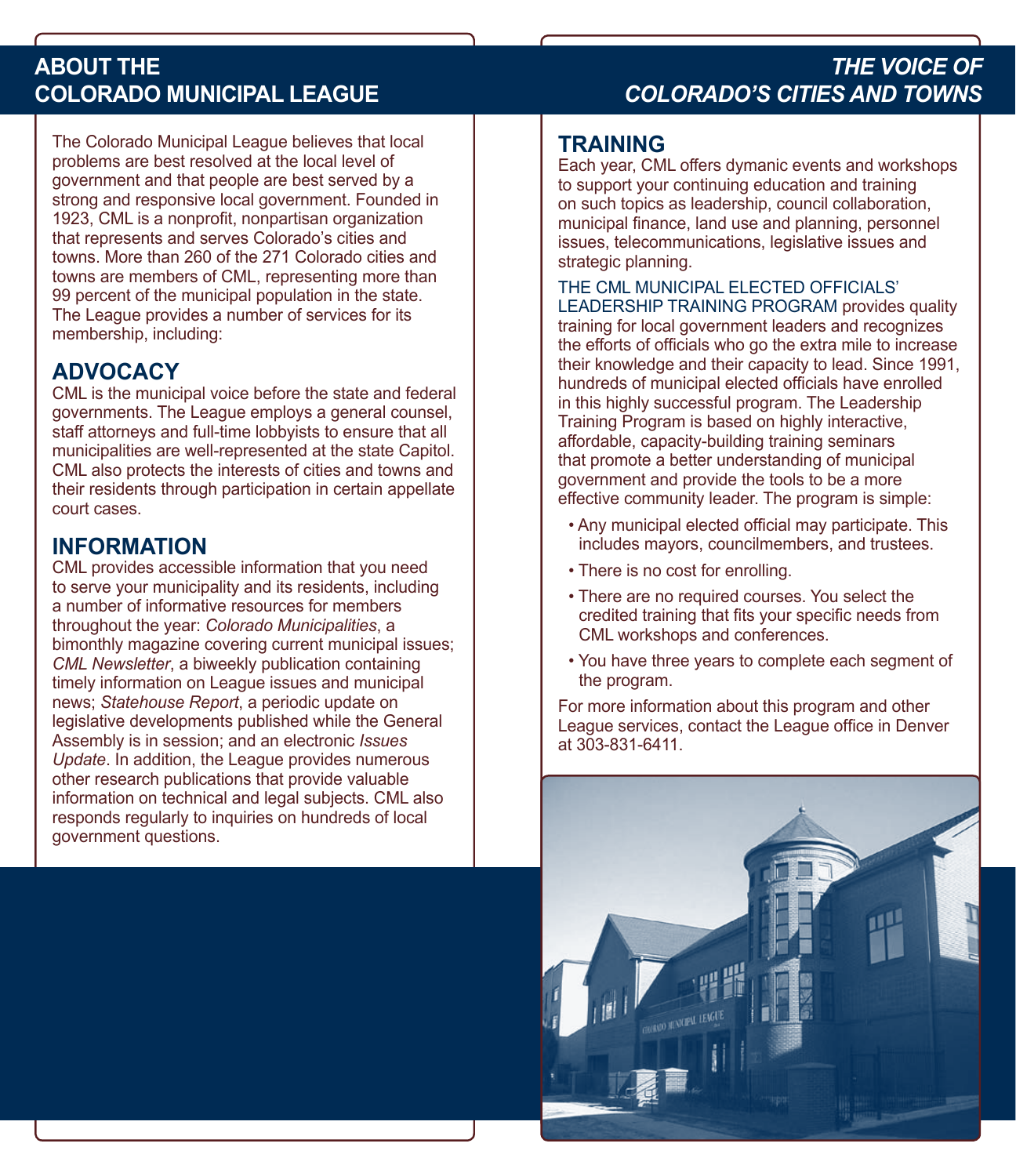## ABOUT THE COLORADO MUNICIPAL LEAGUE

The Colorado Municipal League believes that local problems are best resolved at the local level of government and that people are best served by a strong and responsive local government. Founded in 1923, CML is a nonprofit, nonpartisan organization that represents and serves Colorado's cities and towns. More than 260 of the 271 Colorado cities and towns are members of CML, representing more than 99 percent of the municipal population in the state. The League provides a number of services for its membership, including:

### ADVOCACY

CML is the municipal voice before the state and federal governments. The League employs a general counsel, staff attorneys and full-time lobbyists to ensure that all municipalities are well-represented at the state Capitol. CML also protects the interests of cities and towns and their residents through participation in certain appellate court cases.

### INFORMATION

CML provides accessible information that you need to serve your municipality and its residents, including a number of informative resources for members throughout the year: *Colorado Municipalities*, a bimonthly magazine covering current municipal issues; *CML Newsletter*, a biweekly publication containing timely information on League issues and municipal news; *Statehouse Report*, a periodic update on legislative developments published while the General Assembly is in session; and an electronic *Issues Update*. In addition, the League provides numerous other research publications that provide valuable information on technical and legal subjects. CML also responds regularly to inquiries on hundreds of local government questions.

## *THE VOICE OF COLORADO'S CITIES AND TOWNS*

### TRAINING

Each year, CML offers dymanic events and workshops to support your continuing education and training on such topics as leadership, council collaboration, municipal finance, land use and planning, personnel issues, telecommunications, legislative issues and strategic planning.

THE CML MUNICIPAL ELECTED OFFICIALS' LEADERSHIP TRAINING PROGRAM provides quality training for local government leaders and recognizes the efforts of officials who go the extra mile to increase their knowledge and their capacity to lead. Since 1991, hundreds of municipal elected officials have enrolled in this highly successful program. The Leadership Training Program is based on highly interactive, affordable, capacity-building training seminars that promote a better understanding of municipal government and provide the tools to be a more effective community leader. The program is simple:

- Any municipal elected official may participate. This includes mayors, councilmembers, and trustees.
- There is no cost for enrolling.
- There are no required courses. You select the credited training that fits your specific needs from CML workshops and conferences.
- You have three years to complete each segment of the program.

For more information about this program and other League services, contact the League office in Denver at 303-831-6411.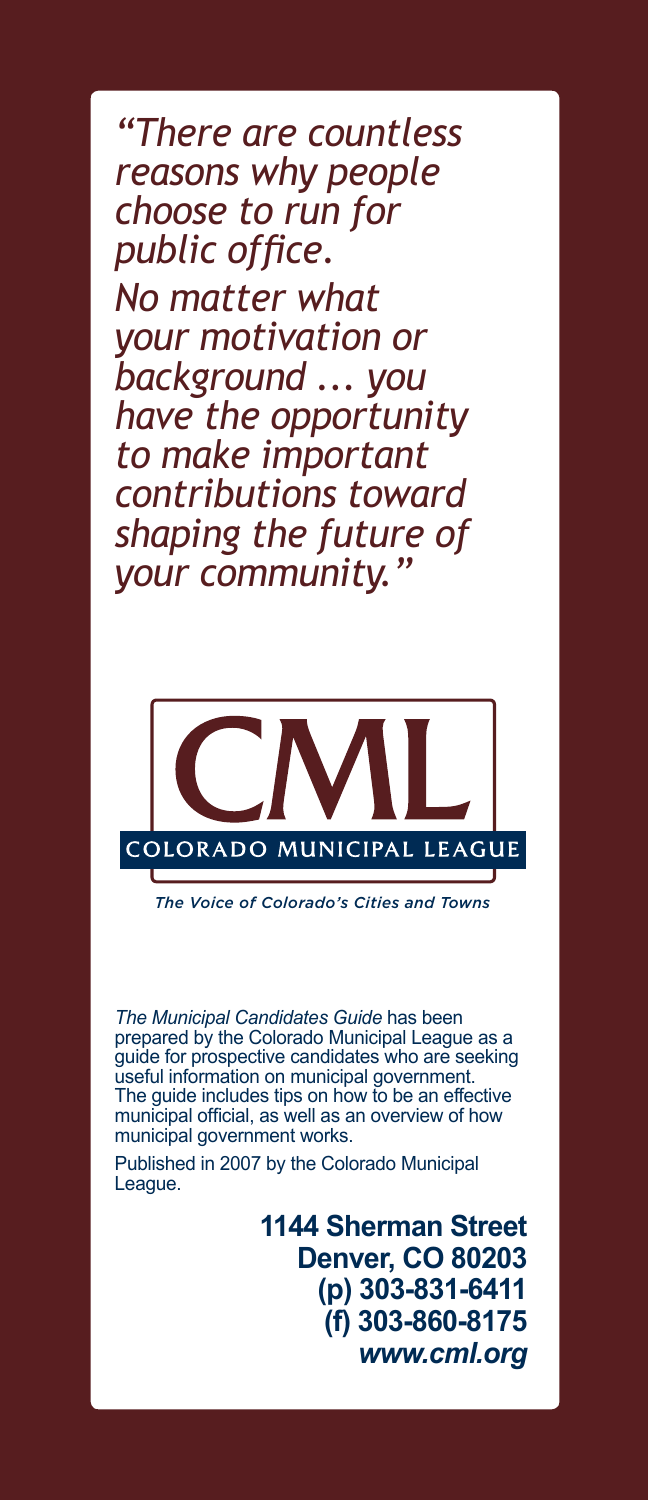*"There are countless reasons why people choose to run for public office.*

*No matter what your motivation or background ... you have the opportunity to make important contributions toward shaping the future of your community."*

CML

COLORADO MUNICIPAL LEAGUE

*The Voice of Colorado's Cities and Towns*

*The Municipal Candidates Guide* has been prepared by the Colorado Municipal League as a guide for prospective candidates who are seeking useful information on municipal government. The guide includes tips on how to be an effective municipal official, as well as an overview of how municipal government works.

Published in 2007 by the Colorado Municipal League.

**1144 Sherman Street**
**Denver, CO 80203**
**(p) 303-831-6411**
**(f) 303-860-8175**
***www.cml.org***